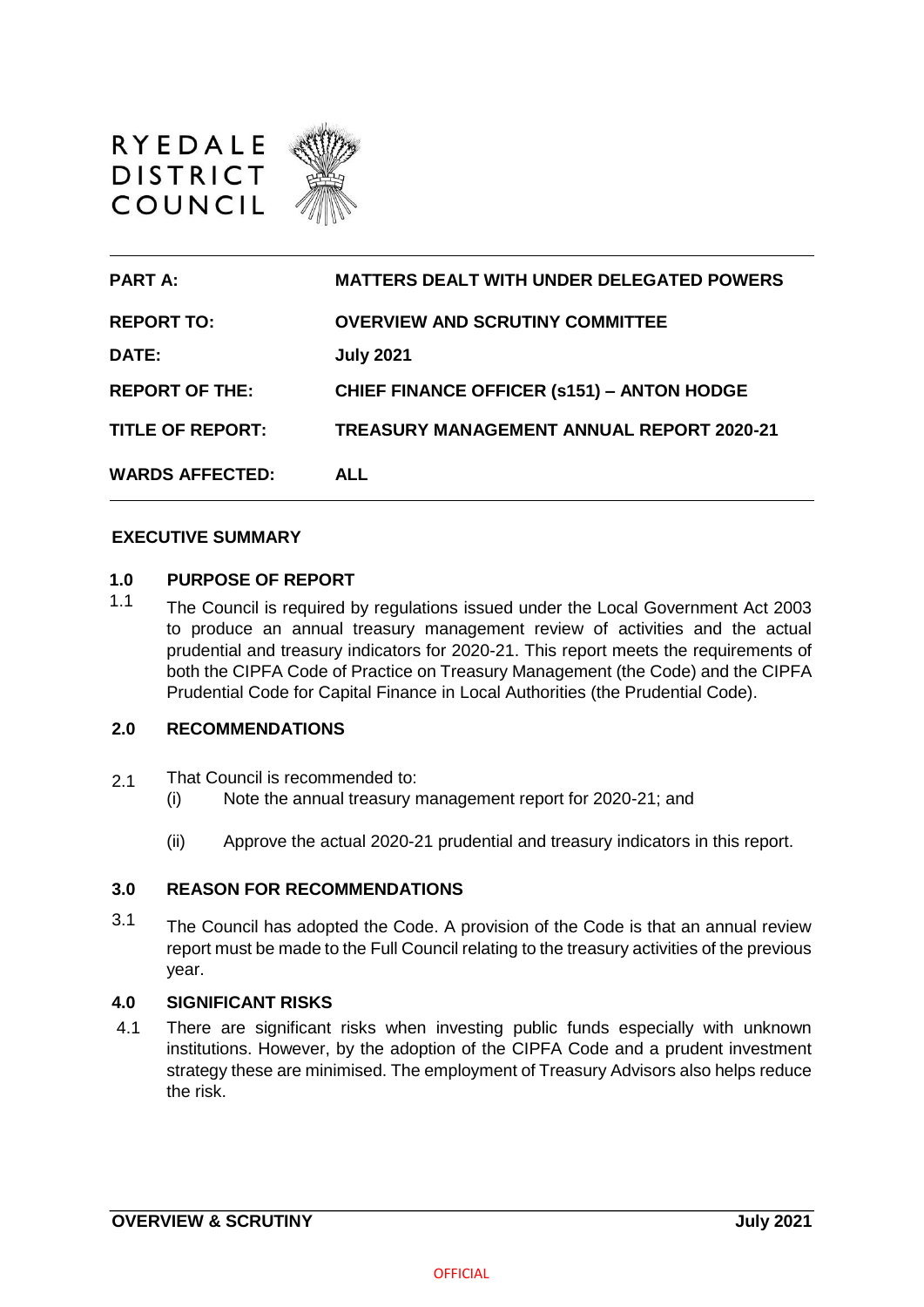RYEDALE DISTRICT COUNCIL

| | |
|---|---|
| **PART A:** | **MATTERS DEALT WITH UNDER DELEGATED POWERS** |
| **REPORT TO:** | **OVERVIEW AND SCRUTINY COMMITTEE** |
| **DATE:** | **July 2021** |
| **REPORT OF THE:** | **CHIEF FINANCE OFFICER (s151) – ANTON HODGE** |
| **TITLE OF REPORT:** | **TREASURY MANAGEMENT ANNUAL REPORT 2020-21** |
| **WARDS AFFECTED:** | **ALL** |

## EXECUTIVE SUMMARY

### 1.0 PURPOSE OF REPORT

1.1 The Council is required by regulations issued under the Local Government Act 2003 to produce an annual treasury management review of activities and the actual prudential and treasury indicators for 2020-21. This report meets the requirements of both the CIPFA Code of Practice on Treasury Management (the Code) and the CIPFA Prudential Code for Capital Finance in Local Authorities (the Prudential Code).

### 2.0 RECOMMENDATIONS

2.1 That Council is recommended to:

(i) Note the annual treasury management report for 2020-21; and

(ii) Approve the actual 2020-21 prudential and treasury indicators in this report.

### 3.0 REASON FOR RECOMMENDATIONS

3.1 The Council has adopted the Code. A provision of the Code is that an annual review report must be made to the Full Council relating to the treasury activities of the previous year.

### 4.0 SIGNIFICANT RISKS

4.1 There are significant risks when investing public funds especially with unknown institutions. However, by the adoption of the CIPFA Code and a prudent investment strategy these are minimised. The employment of Treasury Advisors also helps reduce the risk.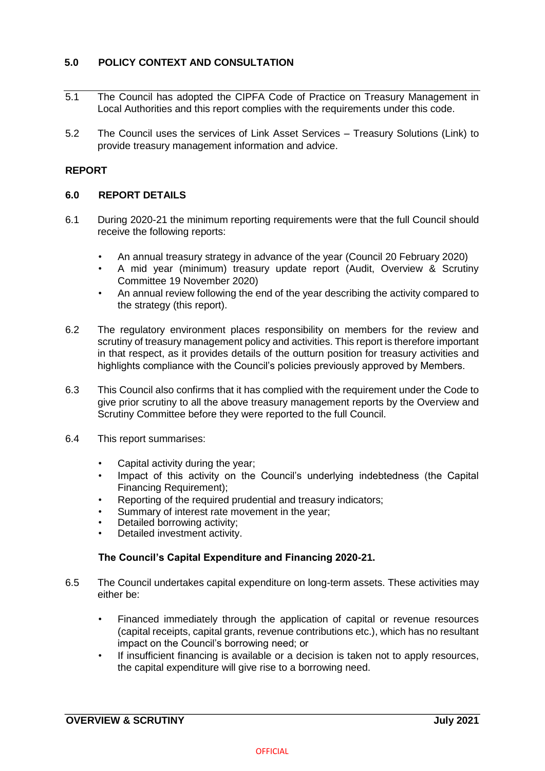## 5.0 POLICY CONTEXT AND CONSULTATION

5.1 The Council has adopted the CIPFA Code of Practice on Treasury Management in Local Authorities and this report complies with the requirements under this code.

5.2 The Council uses the services of Link Asset Services – Treasury Solutions (Link) to provide treasury management information and advice.

**REPORT**

## 6.0 REPORT DETAILS

6.1 During 2020-21 the minimum reporting requirements were that the full Council should receive the following reports:

- An annual treasury strategy in advance of the year (Council 20 February 2020)
- A mid year (minimum) treasury update report (Audit, Overview & Scrutiny Committee 19 November 2020)
- An annual review following the end of the year describing the activity compared to the strategy (this report).

6.2 The regulatory environment places responsibility on members for the review and scrutiny of treasury management policy and activities. This report is therefore important in that respect, as it provides details of the outturn position for treasury activities and highlights compliance with the Council's policies previously approved by Members.

6.3 This Council also confirms that it has complied with the requirement under the Code to give prior scrutiny to all the above treasury management reports by the Overview and Scrutiny Committee before they were reported to the full Council.

6.4 This report summarises:

- Capital activity during the year;
- Impact of this activity on the Council's underlying indebtedness (the Capital Financing Requirement);
- Reporting of the required prudential and treasury indicators;
- Summary of interest rate movement in the year;
- Detailed borrowing activity;
- Detailed investment activity.

**The Council's Capital Expenditure and Financing 2020-21.**

6.5 The Council undertakes capital expenditure on long-term assets. These activities may either be:

- Financed immediately through the application of capital or revenue resources (capital receipts, capital grants, revenue contributions etc.), which has no resultant impact on the Council's borrowing need; or
- If insufficient financing is available or a decision is taken not to apply resources, the capital expenditure will give rise to a borrowing need.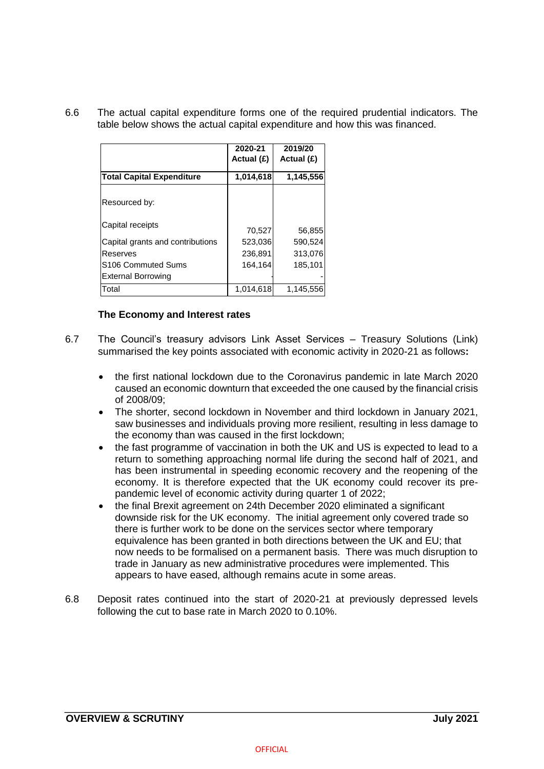6.6 The actual capital expenditure forms one of the required prudential indicators. The table below shows the actual capital expenditure and how this was financed.

| | 2020-21 Actual (£) | 2019/20 Actual (£) |
|---|---|---|
| **Total Capital Expenditure** | **1,014,618** | **1,145,556** |
| Resourced by: | | |
| Capital receipts | 70,527 | 56,855 |
| Capital grants and contributions | 523,036 | 590,524 |
| Reserves | 236,891 | 313,076 |
| S106 Commuted Sums | 164,164 | 185,101 |
| External Borrowing | - | - |
| Total | 1,014,618 | 1,145,556 |

**The Economy and Interest rates**

6.7 The Council's treasury advisors Link Asset Services – Treasury Solutions (Link) summarised the key points associated with economic activity in 2020-21 as follows**:**

- the first national lockdown due to the Coronavirus pandemic in late March 2020 caused an economic downturn that exceeded the one caused by the financial crisis of 2008/09;
- The shorter, second lockdown in November and third lockdown in January 2021, saw businesses and individuals proving more resilient, resulting in less damage to the economy than was caused in the first lockdown;
- the fast programme of vaccination in both the UK and US is expected to lead to a return to something approaching normal life during the second half of 2021, and has been instrumental in speeding economic recovery and the reopening of the economy. It is therefore expected that the UK economy could recover its pre-pandemic level of economic activity during quarter 1 of 2022;
- the final Brexit agreement on 24th December 2020 eliminated a significant downside risk for the UK economy. The initial agreement only covered trade so there is further work to be done on the services sector where temporary equivalence has been granted in both directions between the UK and EU; that now needs to be formalised on a permanent basis. There was much disruption to trade in January as new administrative procedures were implemented. This appears to have eased, although remains acute in some areas.

6.8 Deposit rates continued into the start of 2020-21 at previously depressed levels following the cut to base rate in March 2020 to 0.10%.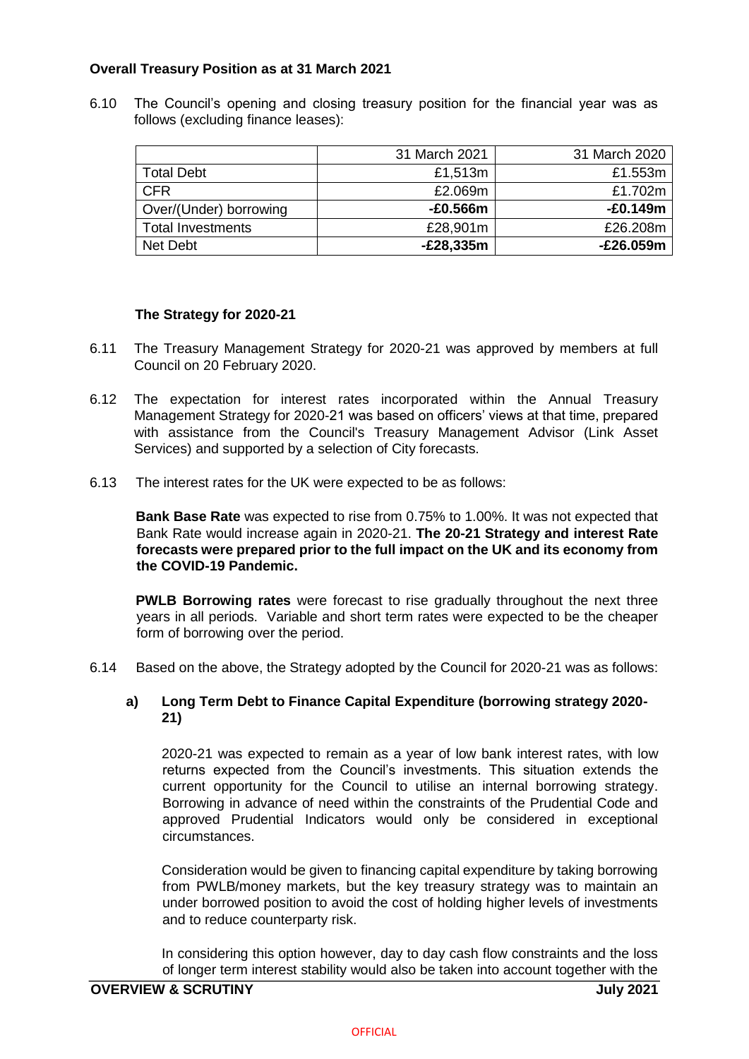**Overall Treasury Position as at 31 March 2021**

6.10 The Council's opening and closing treasury position for the financial year was as follows (excluding finance leases):

| | 31 March 2021 | 31 March 2020 |
|---|---|---|
| Total Debt | £1,513m | £1.553m |
| CFR | £2.069m | £1.702m |
| Over/(Under) borrowing | **-£0.566m** | **-£0.149m** |
| Total Investments | £28,901m | £26.208m |
| Net Debt | **-£28,335m** | **-£26.059m** |

**The Strategy for 2020-21**

6.11 The Treasury Management Strategy for 2020-21 was approved by members at full Council on 20 February 2020.

6.12 The expectation for interest rates incorporated within the Annual Treasury Management Strategy for 2020-21 was based on officers' views at that time, prepared with assistance from the Council's Treasury Management Advisor (Link Asset Services) and supported by a selection of City forecasts.

6.13 The interest rates for the UK were expected to be as follows:

**Bank Base Rate** was expected to rise from 0.75% to 1.00%. It was not expected that Bank Rate would increase again in 2020-21. **The 20-21 Strategy and interest Rate forecasts were prepared prior to the full impact on the UK and its economy from the COVID-19 Pandemic.**

**PWLB Borrowing rates** were forecast to rise gradually throughout the next three years in all periods. Variable and short term rates were expected to be the cheaper form of borrowing over the period.

6.14 Based on the above, the Strategy adopted by the Council for 2020-21 was as follows:

**a) Long Term Debt to Finance Capital Expenditure (borrowing strategy 2020-21)**

2020-21 was expected to remain as a year of low bank interest rates, with low returns expected from the Council's investments. This situation extends the current opportunity for the Council to utilise an internal borrowing strategy. Borrowing in advance of need within the constraints of the Prudential Code and approved Prudential Indicators would only be considered in exceptional circumstances.

Consideration would be given to financing capital expenditure by taking borrowing from PWLB/money markets, but the key treasury strategy was to maintain an under borrowed position to avoid the cost of holding higher levels of investments and to reduce counterparty risk.

In considering this option however, day to day cash flow constraints and the loss of longer term interest stability would also be taken into account together with the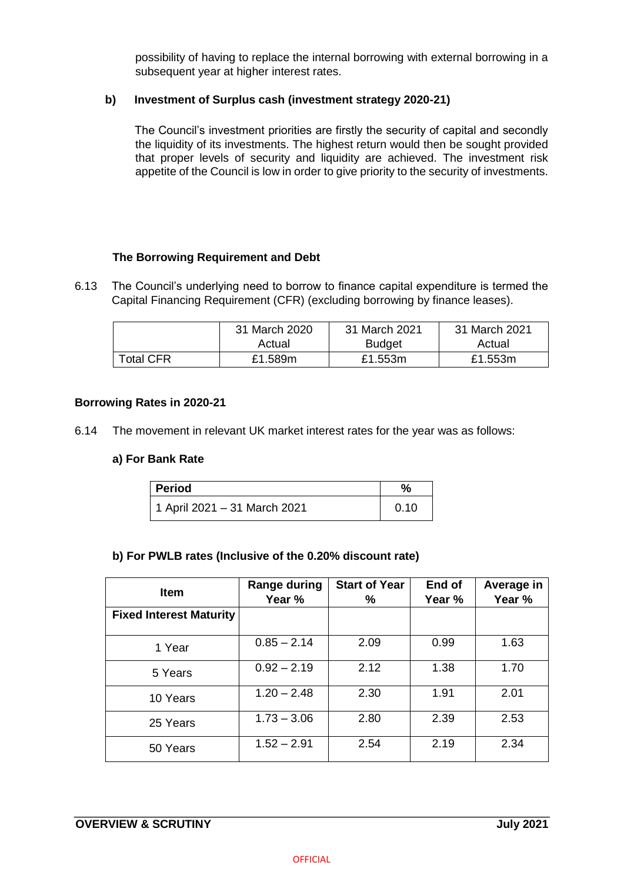possibility of having to replace the internal borrowing with external borrowing in a subsequent year at higher interest rates.

**b) Investment of Surplus cash (investment strategy 2020-21)**

The Council's investment priorities are firstly the security of capital and secondly the liquidity of its investments. The highest return would then be sought provided that proper levels of security and liquidity are achieved. The investment risk appetite of the Council is low in order to give priority to the security of investments.

**The Borrowing Requirement and Debt**

6.13 The Council's underlying need to borrow to finance capital expenditure is termed the Capital Financing Requirement (CFR) (excluding borrowing by finance leases).

| | 31 March 2020 Actual | 31 March 2021 Budget | 31 March 2021 Actual |
|---|---|---|---|
| Total CFR | £1.589m | £1.553m | £1.553m |

**Borrowing Rates in 2020-21**

6.14 The movement in relevant UK market interest rates for the year was as follows:

**a) For Bank Rate**

| Period | % |
|---|---|
| 1 April 2021 – 31 March 2021 | 0.10 |

**b) For PWLB rates (Inclusive of the 0.20% discount rate)**

| Item | Range during Year % | Start of Year % | End of Year % | Average in Year % |
|---|---|---|---|---|
| **Fixed Interest Maturity** | | | | |
| 1 Year | 0.85 – 2.14 | 2.09 | 0.99 | 1.63 |
| 5 Years | 0.92 – 2.19 | 2.12 | 1.38 | 1.70 |
| 10 Years | 1.20 – 2.48 | 2.30 | 1.91 | 2.01 |
| 25 Years | 1.73 – 3.06 | 2.80 | 2.39 | 2.53 |
| 50 Years | 1.52 – 2.91 | 2.54 | 2.19 | 2.34 |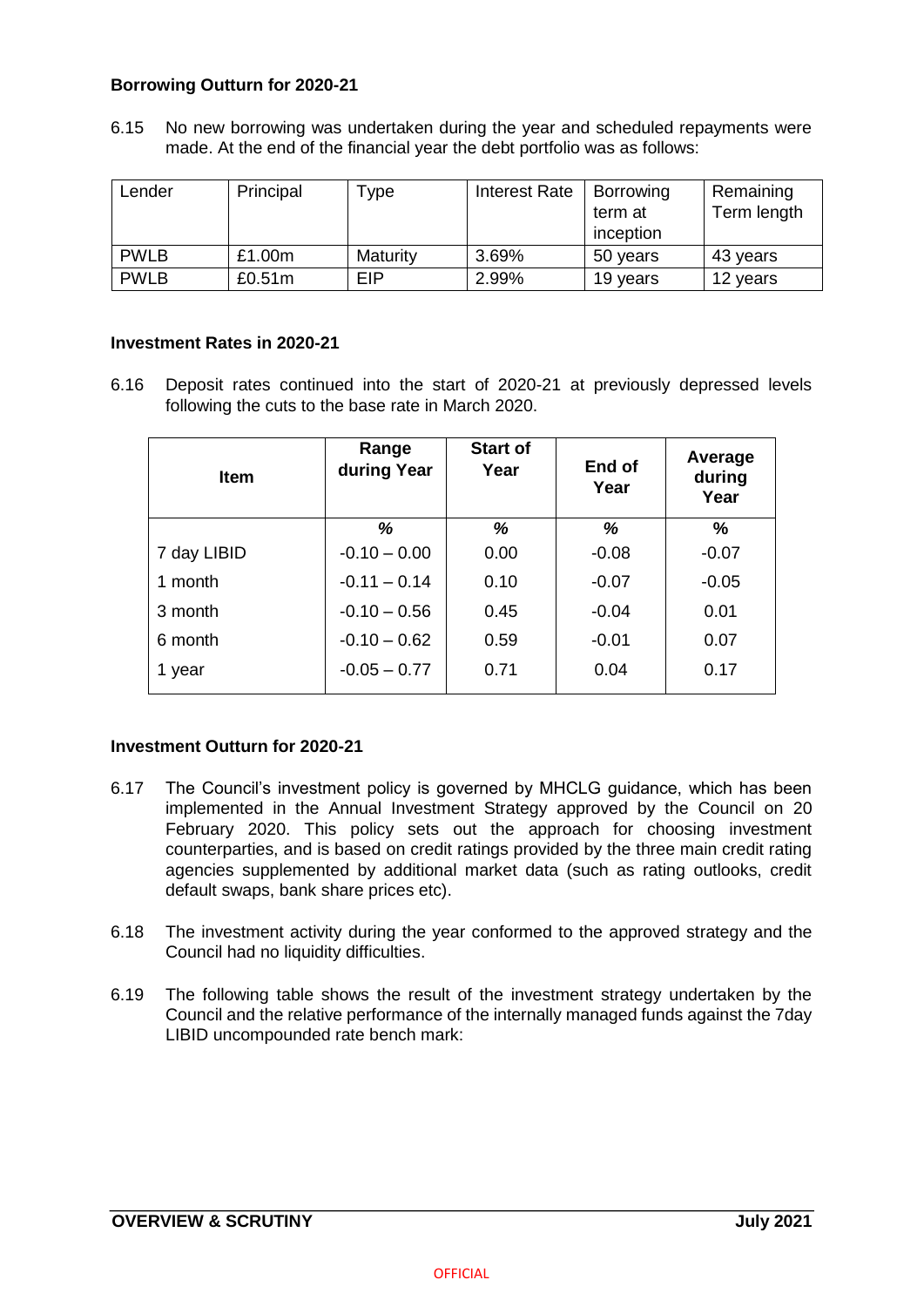**Borrowing Outturn for 2020-21**

6.15 No new borrowing was undertaken during the year and scheduled repayments were made. At the end of the financial year the debt portfolio was as follows:

| Lender | Principal | Type | Interest Rate | Borrowing term at inception | Remaining Term length |
|---|---|---|---|---|---|
| PWLB | £1.00m | Maturity | 3.69% | 50 years | 43 years |
| PWLB | £0.51m | EIP | 2.99% | 19 years | 12 years |

**Investment Rates in 2020-21**

6.16 Deposit rates continued into the start of 2020-21 at previously depressed levels following the cuts to the base rate in March 2020.

| Item | Range during Year | Start of Year | End of Year | Average during Year |
|---|---|---|---|---|
| | % | % | % | % |
| 7 day LIBID | -0.10 – 0.00 | 0.00 | -0.08 | -0.07 |
| 1 month | -0.11 – 0.14 | 0.10 | -0.07 | -0.05 |
| 3 month | -0.10 – 0.56 | 0.45 | -0.04 | 0.01 |
| 6 month | -0.10 – 0.62 | 0.59 | -0.01 | 0.07 |
| 1 year | -0.05 – 0.77 | 0.71 | 0.04 | 0.17 |

**Investment Outturn for 2020-21**

6.17 The Council's investment policy is governed by MHCLG guidance, which has been implemented in the Annual Investment Strategy approved by the Council on 20 February 2020. This policy sets out the approach for choosing investment counterparties, and is based on credit ratings provided by the three main credit rating agencies supplemented by additional market data (such as rating outlooks, credit default swaps, bank share prices etc).

6.18 The investment activity during the year conformed to the approved strategy and the Council had no liquidity difficulties.

6.19 The following table shows the result of the investment strategy undertaken by the Council and the relative performance of the internally managed funds against the 7day LIBID uncompounded rate bench mark: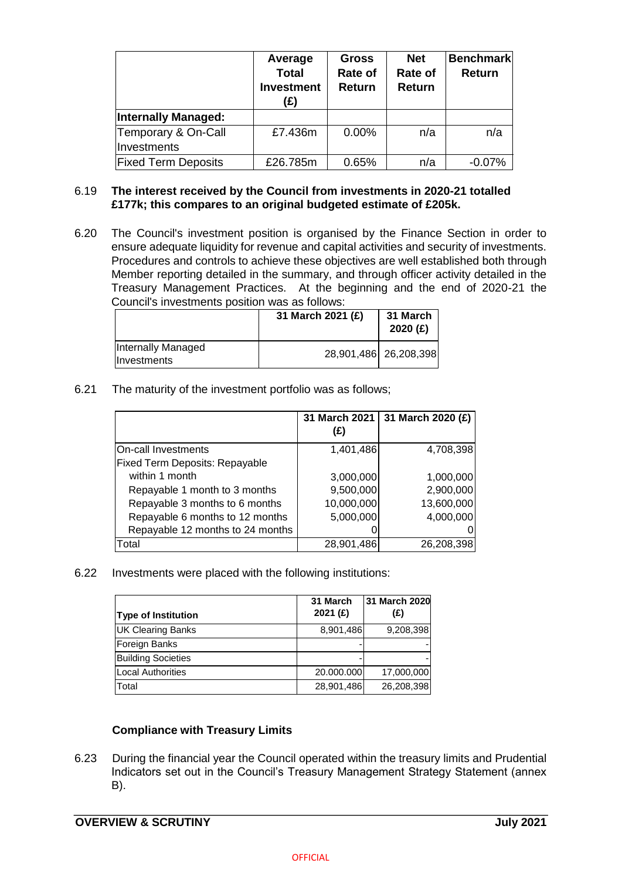|  | Average Total Investment (£) | Gross Rate of Return | Net Rate of Return | Benchmark Return |
|---|---|---|---|---|
| **Internally Managed:** |  |  |  |  |
| Temporary & On-Call Investments | £7.436m | 0.00% | n/a | n/a |
| Fixed Term Deposits | £26.785m | 0.65% | n/a | -0.07% |

6.19 **The interest received by the Council from investments in 2020-21 totalled £177k; this compares to an original budgeted estimate of £205k.**

6.20 The Council's investment position is organised by the Finance Section in order to ensure adequate liquidity for revenue and capital activities and security of investments. Procedures and controls to achieve these objectives are well established both through Member reporting detailed in the summary, and through officer activity detailed in the Treasury Management Practices. At the beginning and the end of 2020-21 the Council's investments position was as follows:

|  | 31 March 2021 (£) | 31 March 2020 (£) |
|---|---|---|
| Internally Managed Investments | 28,901,486 | 26,208,398 |

6.21 The maturity of the investment portfolio was as follows;

|  | 31 March 2021 (£) | 31 March 2020 (£) |
|---|---|---|
| On-call Investments | 1,401,486 | 4,708,398 |
| Fixed Term Deposits: Repayable |  |  |
| within 1 month | 3,000,000 | 1,000,000 |
| Repayable 1 month to 3 months | 9,500,000 | 2,900,000 |
| Repayable 3 months to 6 months | 10,000,000 | 13,600,000 |
| Repayable 6 months to 12 months | 5,000,000 | 4,000,000 |
| Repayable 12 months to 24 months | 0 | 0 |
| Total | 28,901,486 | 26,208,398 |

6.22 Investments were placed with the following institutions:

| Type of Institution | 31 March 2021 (£) | 31 March 2020 (£) |
|---|---|---|
| UK Clearing Banks | 8,901,486 | 9,208,398 |
| Foreign Banks | - | - |
| Building Societies | - | - |
| Local Authorities | 20.000.000 | 17,000,000 |
| Total | 28,901,486 | 26,208,398 |

### Compliance with Treasury Limits

6.23 During the financial year the Council operated within the treasury limits and Prudential Indicators set out in the Council's Treasury Management Strategy Statement (annex B).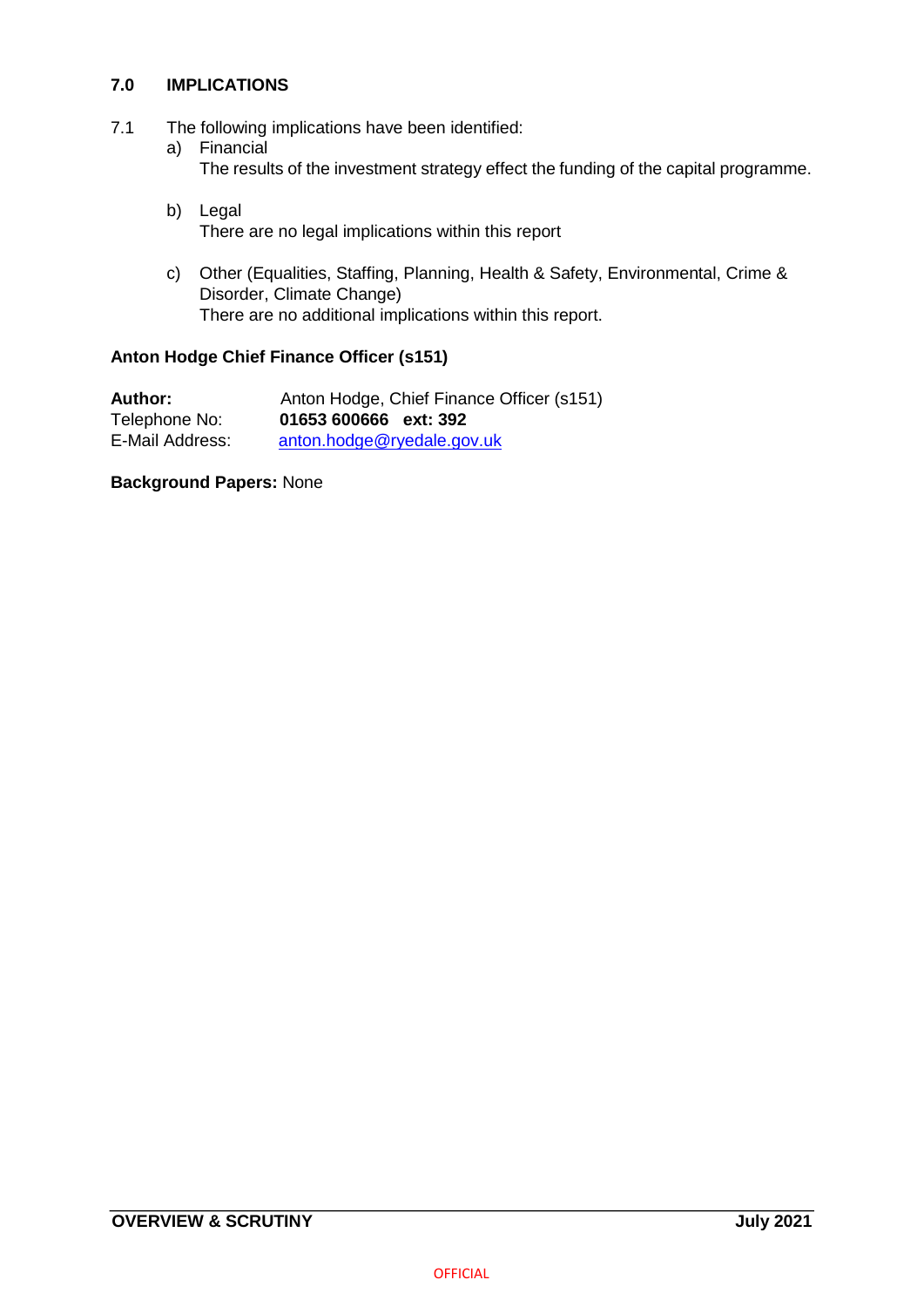## 7.0 IMPLICATIONS

7.1 The following implications have been identified:

a) Financial
The results of the investment strategy effect the funding of the capital programme.

b) Legal
There are no legal implications within this report

c) Other (Equalities, Staffing, Planning, Health & Safety, Environmental, Crime & Disorder, Climate Change)
There are no additional implications within this report.

**Anton Hodge Chief Finance Officer (s151)**

**Author:** Anton Hodge, Chief Finance Officer (s151)
Telephone No: **01653 600666 ext: 392**
E-Mail Address: anton.hodge@ryedale.gov.uk

**Background Papers:** None